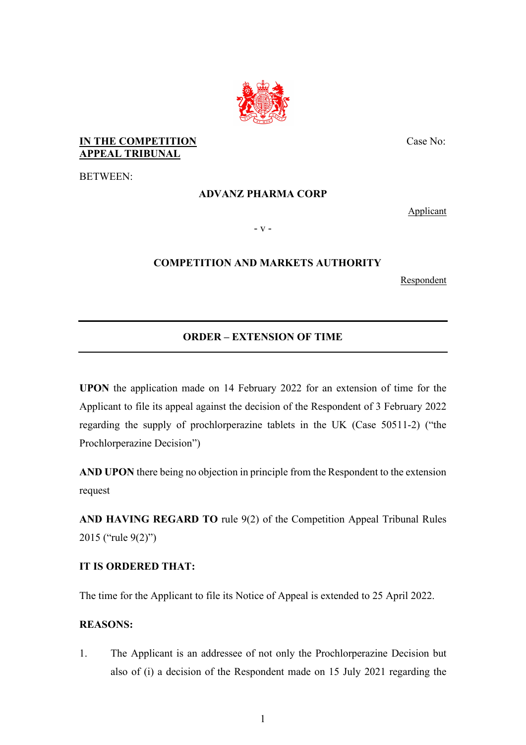**IN THE COMPETITION APPEAL TRIBUNAL**

Case No:

BETWEEN:

**ADVANZ PHARMA CORP**

Applicant

- v -

**COMPETITION AND MARKETS AUTHORITY**

Respondent

---

**ORDER – EXTENSION OF TIME**

---

**UPON** the application made on 14 February 2022 for an extension of time for the Applicant to file its appeal against the decision of the Respondent of 3 February 2022 regarding the supply of prochlorperazine tablets in the UK (Case 50511-2) ("the Prochlorperazine Decision")

**AND UPON** there being no objection in principle from the Respondent to the extension request

**AND HAVING REGARD TO** rule 9(2) of the Competition Appeal Tribunal Rules 2015 ("rule 9(2)")

**IT IS ORDERED THAT:**

The time for the Applicant to file its Notice of Appeal is extended to 25 April 2022.

**REASONS:**

1. The Applicant is an addressee of not only the Prochlorperazine Decision but also of (i) a decision of the Respondent made on 15 July 2021 regarding the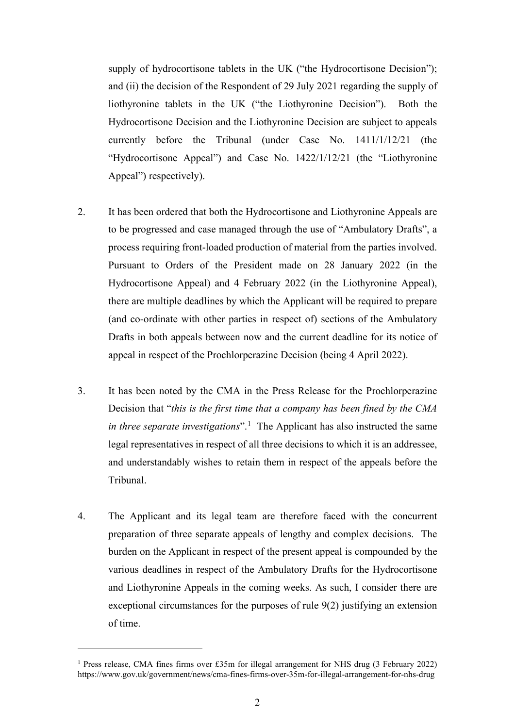supply of hydrocortisone tablets in the UK ("the Hydrocortisone Decision"); and (ii) the decision of the Respondent of 29 July 2021 regarding the supply of liothyronine tablets in the UK ("the Liothyronine Decision"). Both the Hydrocortisone Decision and the Liothyronine Decision are subject to appeals currently before the Tribunal (under Case No. 1411/1/12/21 (the "Hydrocortisone Appeal") and Case No. 1422/1/12/21 (the "Liothyronine Appeal") respectively).

2. It has been ordered that both the Hydrocortisone and Liothyronine Appeals are to be progressed and case managed through the use of "Ambulatory Drafts", a process requiring front-loaded production of material from the parties involved. Pursuant to Orders of the President made on 28 January 2022 (in the Hydrocortisone Appeal) and 4 February 2022 (in the Liothyronine Appeal), there are multiple deadlines by which the Applicant will be required to prepare (and co-ordinate with other parties in respect of) sections of the Ambulatory Drafts in both appeals between now and the current deadline for its notice of appeal in respect of the Prochlorperazine Decision (being 4 April 2022).

3. It has been noted by the CMA in the Press Release for the Prochlorperazine Decision that "*this is the first time that a company has been fined by the CMA in three separate investigations*".[1] The Applicant has also instructed the same legal representatives in respect of all three decisions to which it is an addressee, and understandably wishes to retain them in respect of the appeals before the Tribunal.

4. The Applicant and its legal team are therefore faced with the concurrent preparation of three separate appeals of lengthy and complex decisions. The burden on the Applicant in respect of the present appeal is compounded by the various deadlines in respect of the Ambulatory Drafts for the Hydrocortisone and Liothyronine Appeals in the coming weeks. As such, I consider there are exceptional circumstances for the purposes of rule 9(2) justifying an extension of time.

---

[1] Press release, CMA fines firms over £35m for illegal arrangement for NHS drug (3 February 2022) https://www.gov.uk/government/news/cma-fines-firms-over-35m-for-illegal-arrangement-for-nhs-drug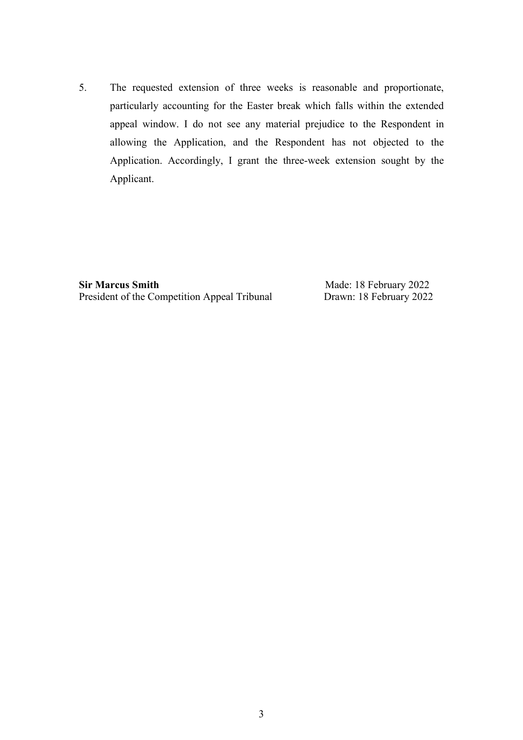5. The requested extension of three weeks is reasonable and proportionate, particularly accounting for the Easter break which falls within the extended appeal window. I do not see any material prejudice to the Respondent in allowing the Application, and the Respondent has not objected to the Application. Accordingly, I grant the three-week extension sought by the Applicant.

**Sir Marcus Smith**
President of the Competition Appeal Tribunal

Made: 18 February 2022
Drawn: 18 February 2022